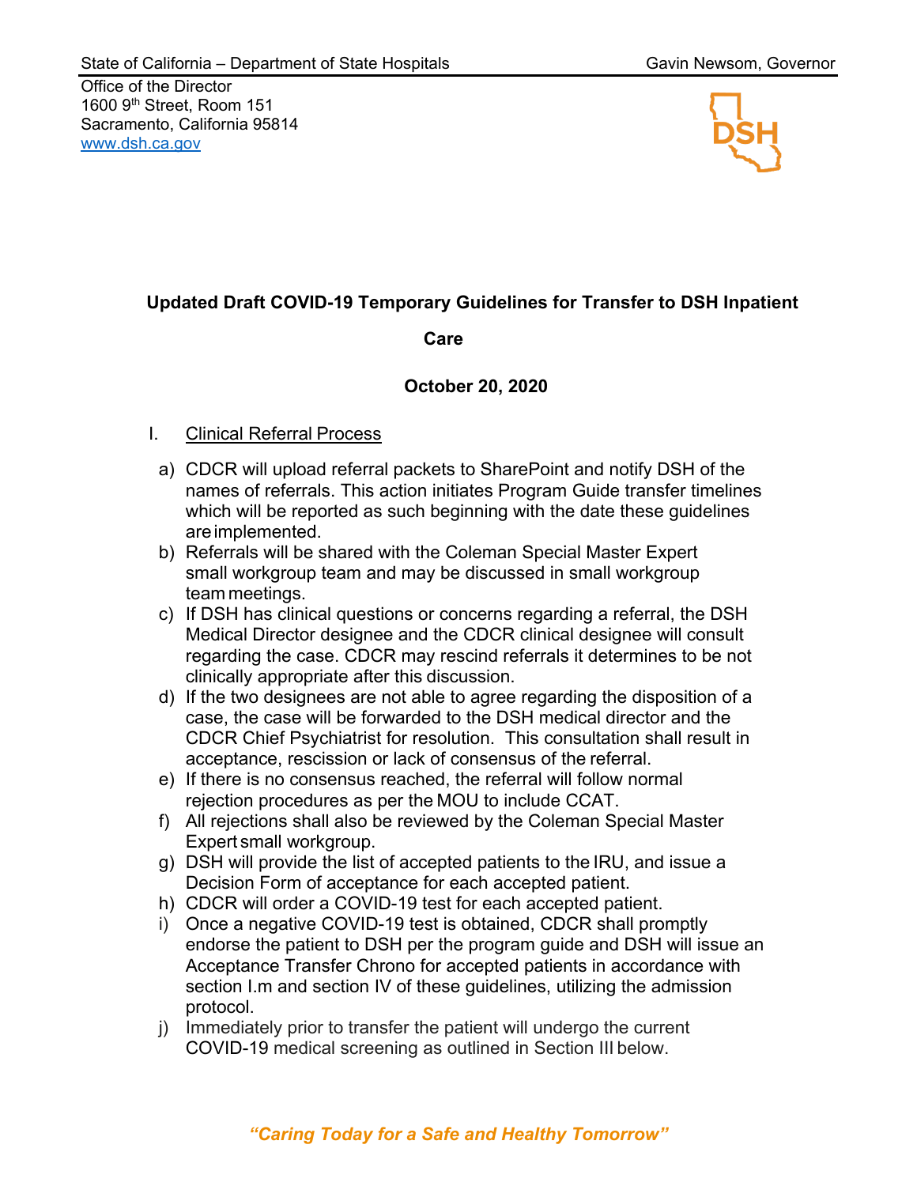State of California – Department of State Hospitals — Gavin Newsom, Governor

Office of the Director
1600 9th Street, Room 151
Sacramento, California 95814
www.dsh.ca.gov

# Updated Draft COVID-19 Temporary Guidelines for Transfer to DSH Inpatient Care

**October 20, 2020**

I. Clinical Referral Process

a) CDCR will upload referral packets to SharePoint and notify DSH of the names of referrals. This action initiates Program Guide transfer timelines which will be reported as such beginning with the date these guidelines are implemented.

b) Referrals will be shared with the Coleman Special Master Expert small workgroup team and may be discussed in small workgroup team meetings.

c) If DSH has clinical questions or concerns regarding a referral, the DSH Medical Director designee and the CDCR clinical designee will consult regarding the case. CDCR may rescind referrals it determines to be not clinically appropriate after this discussion.

d) If the two designees are not able to agree regarding the disposition of a case, the case will be forwarded to the DSH medical director and the CDCR Chief Psychiatrist for resolution. This consultation shall result in acceptance, rescission or lack of consensus of the referral.

e) If there is no consensus reached, the referral will follow normal rejection procedures as per the MOU to include CCAT.

f) All rejections shall also be reviewed by the Coleman Special Master Expert small workgroup.

g) DSH will provide the list of accepted patients to the IRU, and issue a Decision Form of acceptance for each accepted patient.

h) CDCR will order a COVID-19 test for each accepted patient.

i) Once a negative COVID-19 test is obtained, CDCR shall promptly endorse the patient to DSH per the program guide and DSH will issue an Acceptance Transfer Chrono for accepted patients in accordance with section I.m and section IV of these guidelines, utilizing the admission protocol.

j) Immediately prior to transfer the patient will undergo the current COVID-19 medical screening as outlined in Section III below.

*"Caring Today for a Safe and Healthy Tomorrow"*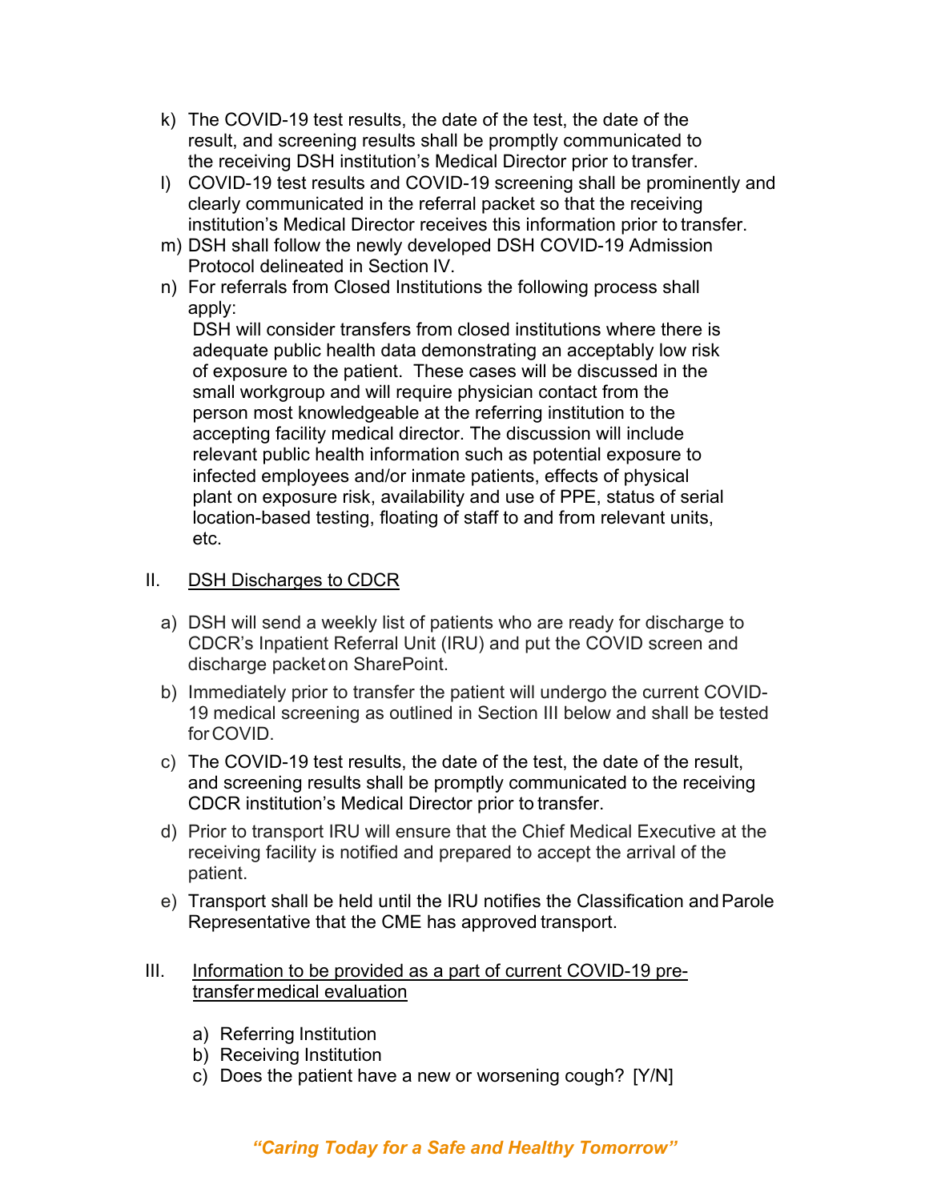k) The COVID-19 test results, the date of the test, the date of the result, and screening results shall be promptly communicated to the receiving DSH institution's Medical Director prior to transfer.

l) COVID-19 test results and COVID-19 screening shall be prominently and clearly communicated in the referral packet so that the receiving institution's Medical Director receives this information prior to transfer.

m) DSH shall follow the newly developed DSH COVID-19 Admission Protocol delineated in Section IV.

n) For referrals from Closed Institutions the following process shall apply:

   DSH will consider transfers from closed institutions where there is adequate public health data demonstrating an acceptably low risk of exposure to the patient. These cases will be discussed in the small workgroup and will require physician contact from the person most knowledgeable at the referring institution to the accepting facility medical director. The discussion will include relevant public health information such as potential exposure to infected employees and/or inmate patients, effects of physical plant on exposure risk, availability and use of PPE, status of serial location-based testing, floating of staff to and from relevant units, etc.

## II. DSH Discharges to CDCR

a) DSH will send a weekly list of patients who are ready for discharge to CDCR's Inpatient Referral Unit (IRU) and put the COVID screen and discharge packet on SharePoint.

b) Immediately prior to transfer the patient will undergo the current COVID-19 medical screening as outlined in Section III below and shall be tested for COVID.

c) The COVID-19 test results, the date of the test, the date of the result, and screening results shall be promptly communicated to the receiving CDCR institution's Medical Director prior to transfer.

d) Prior to transport IRU will ensure that the Chief Medical Executive at the receiving facility is notified and prepared to accept the arrival of the patient.

e) Transport shall be held until the IRU notifies the Classification and Parole Representative that the CME has approved transport.

## III. Information to be provided as a part of current COVID-19 pre-transfer medical evaluation

a) Referring Institution
b) Receiving Institution
c) Does the patient have a new or worsening cough? [Y/N]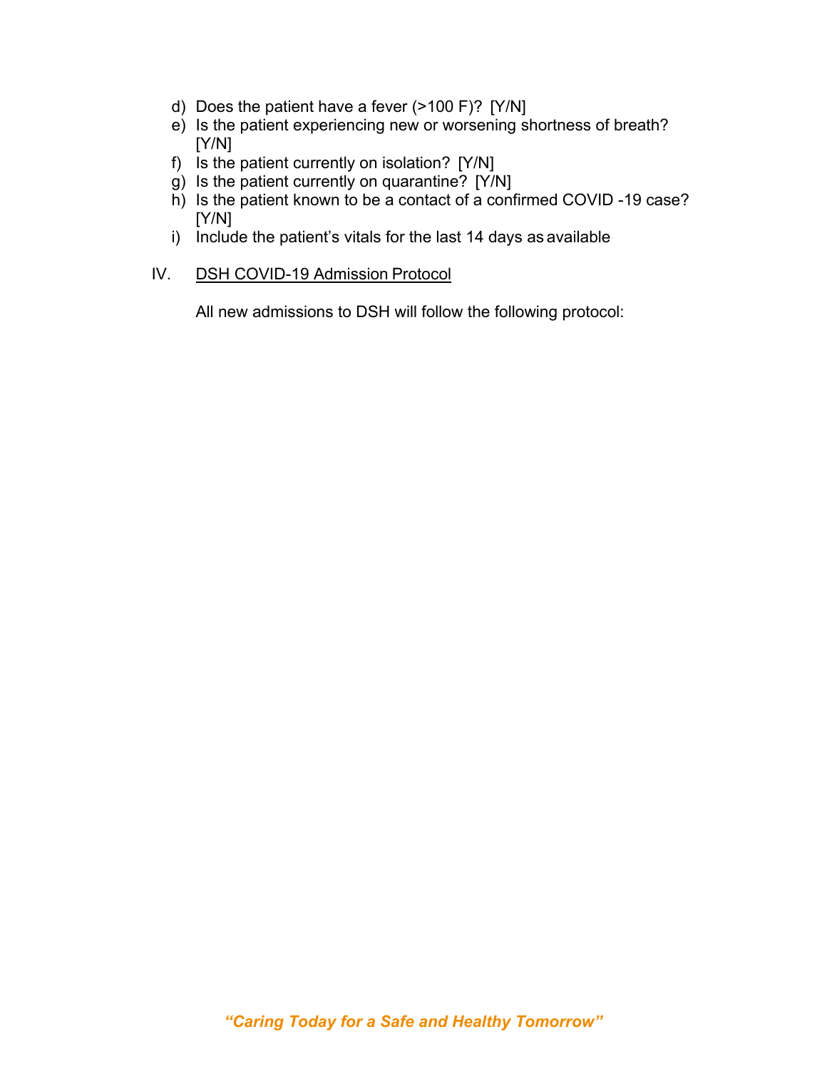d) Does the patient have a fever (>100 F)? [Y/N]
e) Is the patient experiencing new or worsening shortness of breath? [Y/N]
f) Is the patient currently on isolation? [Y/N]
g) Is the patient currently on quarantine? [Y/N]
h) Is the patient known to be a contact of a confirmed COVID -19 case? [Y/N]
i) Include the patient's vitals for the last 14 days as available

IV. <u>DSH COVID-19 Admission Protocol</u>

All new admissions to DSH will follow the following protocol: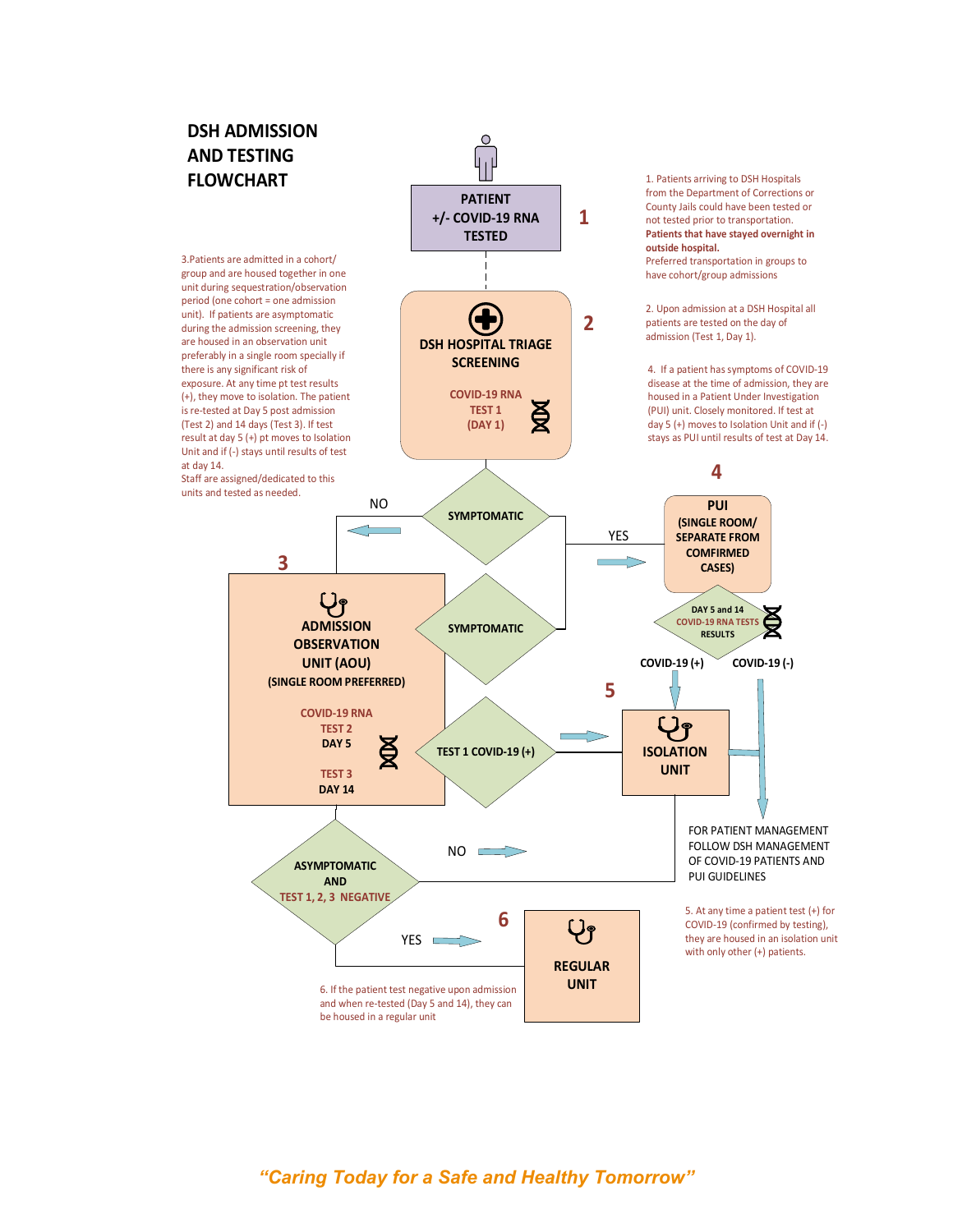# DSH ADMISSION AND TESTING FLOWCHART

1. Patients arriving to DSH Hospitals from the Department of Corrections or County Jails could have been tested or not tested prior to transportation. **Patients that have stayed overnight in outside hospital.** Preferred transportation in groups to have cohort/group admissions

2. Upon admission at a DSH Hospital all patients are tested on the day of admission (Test 1, Day 1).

3. Patients are admitted in a cohort/group and are housed together in one unit during sequestration/observation period (one cohort = one admission unit). If patients are asymptomatic during the admission screening, they are housed in an observation unit preferably in a single room specially if there is any significant risk of exposure. At any time pt test results (+), they move to isolation. The patient is re-tested at Day 5 post admission (Test 2) and 14 days (Test 3). If test result at day 5 (+) pt moves to Isolation Unit and if (-) stays until results of test at day 14.
Staff are assigned/dedicated to this units and tested as needed.

4. If a patient has symptoms of COVID-19 disease at the time of admission, they are housed in a Patient Under Investigation (PUI) unit. Closely monitored. If test at day 5 (+) moves to Isolation Unit and if (-) stays as PUI until results of test at Day 14.

5. At any time a patient test (+) for COVID-19 (confirmed by testing), they are housed in an isolation unit with only other (+) patients.

6. If the patient test negative upon admission and when re-tested (Day 5 and 14), they can be housed in a regular unit

**1** PATIENT +/- COVID-19 RNA TESTED

**2** DSH HOSPITAL TRIAGE SCREENING
COVID-19 RNA TEST 1 (DAY 1)

SYMPTOMATIC — NO → 3; YES → 4

**3** ADMISSION OBSERVATION UNIT (AOU) (SINGLE ROOM PREFERRED)
COVID-19 RNA
TEST 2 DAY 5
TEST 3 DAY 14

SYMPTOMATIC

TEST 1 COVID-19 (+) → 5

**4** PUI (SINGLE ROOM/ SEPARATE FROM COMFIRMED CASES)
DAY 5 and 14 COVID-19 RNA TESTS RESULTS
COVID-19 (+) → 5
COVID-19 (-)

**5** ISOLATION UNIT

FOR PATIENT MANAGEMENT FOLLOW DSH MANAGEMENT OF COVID-19 PATIENTS AND PUI GUIDELINES

ASYMPTOMATIC AND TEST 1, 2, 3 NEGATIVE — NO; YES → 6

**6** REGULAR UNIT

*"Caring Today for a Safe and Healthy Tomorrow"*